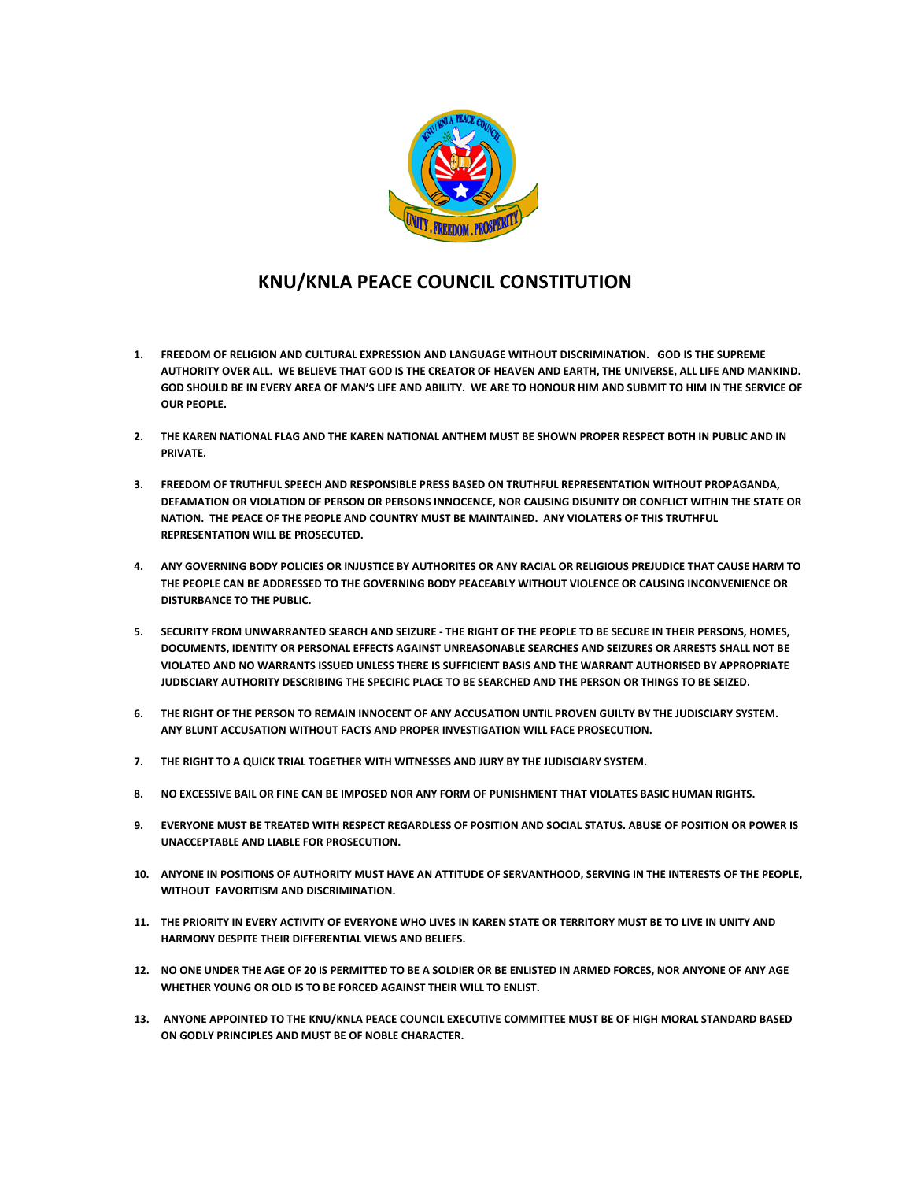# KNU/KNLA PEACE COUNCIL CONSTITUTION

1. **FREEDOM OF RELIGION AND CULTURAL EXPRESSION AND LANGUAGE WITHOUT DISCRIMINATION. GOD IS THE SUPREME AUTHORITY OVER ALL. WE BELIEVE THAT GOD IS THE CREATOR OF HEAVEN AND EARTH, THE UNIVERSE, ALL LIFE AND MANKIND. GOD SHOULD BE IN EVERY AREA OF MAN'S LIFE AND ABILITY. WE ARE TO HONOUR HIM AND SUBMIT TO HIM IN THE SERVICE OF OUR PEOPLE.**

2. **THE KAREN NATIONAL FLAG AND THE KAREN NATIONAL ANTHEM MUST BE SHOWN PROPER RESPECT BOTH IN PUBLIC AND IN PRIVATE.**

3. **FREEDOM OF TRUTHFUL SPEECH AND RESPONSIBLE PRESS BASED ON TRUTHFUL REPRESENTATION WITHOUT PROPAGANDA, DEFAMATION OR VIOLATION OF PERSON OR PERSONS INNOCENCE, NOR CAUSING DISUNITY OR CONFLICT WITHIN THE STATE OR NATION. THE PEACE OF THE PEOPLE AND COUNTRY MUST BE MAINTAINED. ANY VIOLATERS OF THIS TRUTHFUL REPRESENTATION WILL BE PROSECUTED.**

4. **ANY GOVERNING BODY POLICIES OR INJUSTICE BY AUTHORITES OR ANY RACIAL OR RELIGIOUS PREJUDICE THAT CAUSE HARM TO THE PEOPLE CAN BE ADDRESSED TO THE GOVERNING BODY PEACEABLY WITHOUT VIOLENCE OR CAUSING INCONVENIENCE OR DISTURBANCE TO THE PUBLIC.**

5. **SECURITY FROM UNWARRANTED SEARCH AND SEIZURE - THE RIGHT OF THE PEOPLE TO BE SECURE IN THEIR PERSONS, HOMES, DOCUMENTS, IDENTITY OR PERSONAL EFFECTS AGAINST UNREASONABLE SEARCHES AND SEIZURES OR ARRESTS SHALL NOT BE VIOLATED AND NO WARRANTS ISSUED UNLESS THERE IS SUFFICIENT BASIS AND THE WARRANT AUTHORISED BY APPROPRIATE JUDISCIARY AUTHORITY DESCRIBING THE SPECIFIC PLACE TO BE SEARCHED AND THE PERSON OR THINGS TO BE SEIZED.**

6. **THE RIGHT OF THE PERSON TO REMAIN INNOCENT OF ANY ACCUSATION UNTIL PROVEN GUILTY BY THE JUDISCIARY SYSTEM. ANY BLUNT ACCUSATION WITHOUT FACTS AND PROPER INVESTIGATION WILL FACE PROSECUTION.**

7. **THE RIGHT TO A QUICK TRIAL TOGETHER WITH WITNESSES AND JURY BY THE JUDISCIARY SYSTEM.**

8. **NO EXCESSIVE BAIL OR FINE CAN BE IMPOSED NOR ANY FORM OF PUNISHMENT THAT VIOLATES BASIC HUMAN RIGHTS.**

9. **EVERYONE MUST BE TREATED WITH RESPECT REGARDLESS OF POSITION AND SOCIAL STATUS. ABUSE OF POSITION OR POWER IS UNACCEPTABLE AND LIABLE FOR PROSECUTION.**

10. **ANYONE IN POSITIONS OF AUTHORITY MUST HAVE AN ATTITUDE OF SERVANTHOOD, SERVING IN THE INTERESTS OF THE PEOPLE, WITHOUT FAVORITISM AND DISCRIMINATION.**

11. **THE PRIORITY IN EVERY ACTIVITY OF EVERYONE WHO LIVES IN KAREN STATE OR TERRITORY MUST BE TO LIVE IN UNITY AND HARMONY DESPITE THEIR DIFFERENTIAL VIEWS AND BELIEFS.**

12. **NO ONE UNDER THE AGE OF 20 IS PERMITTED TO BE A SOLDIER OR BE ENLISTED IN ARMED FORCES, NOR ANYONE OF ANY AGE WHETHER YOUNG OR OLD IS TO BE FORCED AGAINST THEIR WILL TO ENLIST.**

13. **ANYONE APPOINTED TO THE KNU/KNLA PEACE COUNCIL EXECUTIVE COMMITTEE MUST BE OF HIGH MORAL STANDARD BASED ON GODLY PRINCIPLES AND MUST BE OF NOBLE CHARACTER.**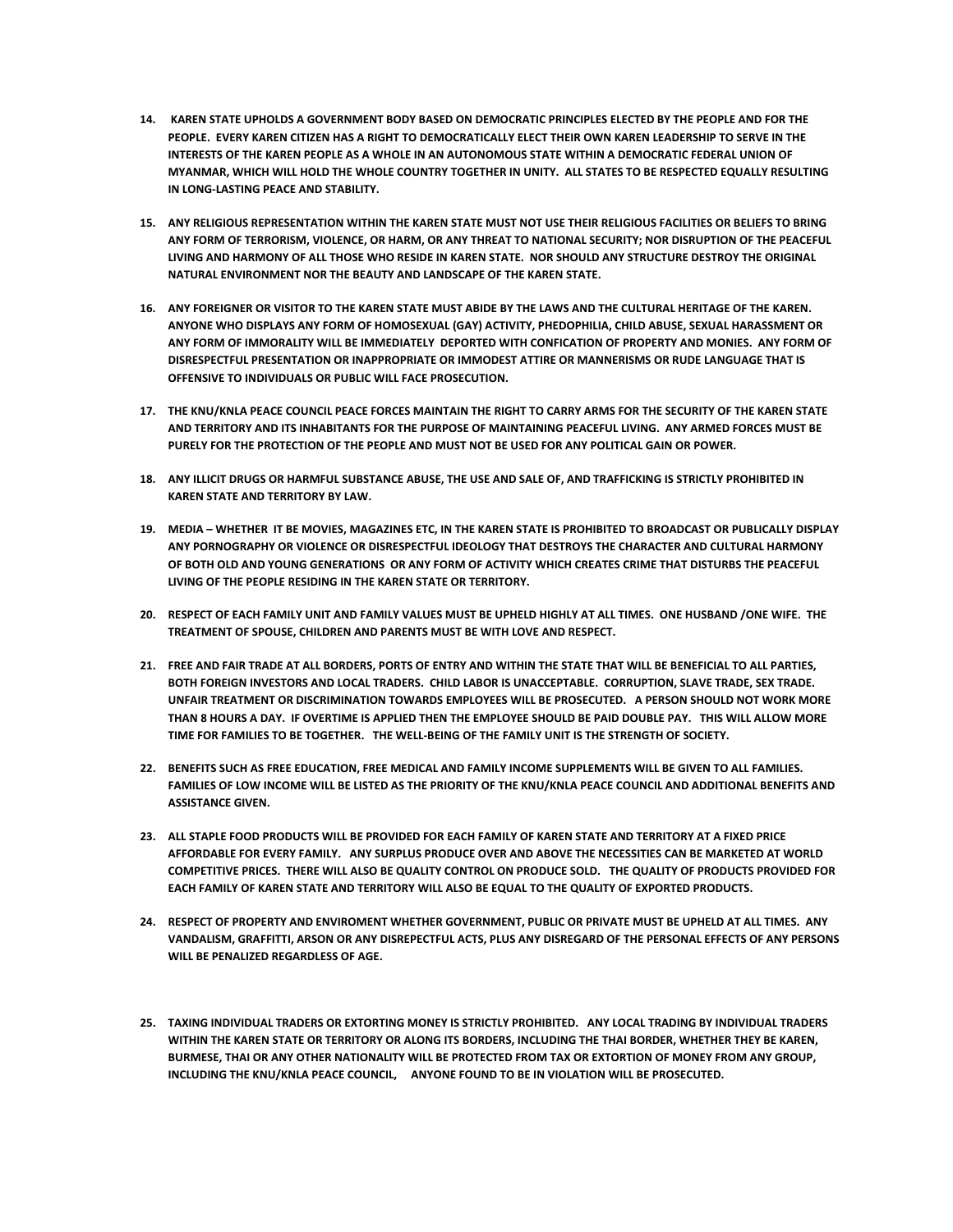14. **KAREN STATE UPHOLDS A GOVERNMENT BODY BASED ON DEMOCRATIC PRINCIPLES ELECTED BY THE PEOPLE AND FOR THE PEOPLE. EVERY KAREN CITIZEN HAS A RIGHT TO DEMOCRATICALLY ELECT THEIR OWN KAREN LEADERSHIP TO SERVE IN THE INTERESTS OF THE KAREN PEOPLE AS A WHOLE IN AN AUTONOMOUS STATE WITHIN A DEMOCRATIC FEDERAL UNION OF MYANMAR, WHICH WILL HOLD THE WHOLE COUNTRY TOGETHER IN UNITY. ALL STATES TO BE RESPECTED EQUALLY RESULTING IN LONG-LASTING PEACE AND STABILITY.**

15. **ANY RELIGIOUS REPRESENTATION WITHIN THE KAREN STATE MUST NOT USE THEIR RELIGIOUS FACILITIES OR BELIEFS TO BRING ANY FORM OF TERRORISM, VIOLENCE, OR HARM, OR ANY THREAT TO NATIONAL SECURITY; NOR DISRUPTION OF THE PEACEFUL LIVING AND HARMONY OF ALL THOSE WHO RESIDE IN KAREN STATE. NOR SHOULD ANY STRUCTURE DESTROY THE ORIGINAL NATURAL ENVIRONMENT NOR THE BEAUTY AND LANDSCAPE OF THE KAREN STATE.**

16. **ANY FOREIGNER OR VISITOR TO THE KAREN STATE MUST ABIDE BY THE LAWS AND THE CULTURAL HERITAGE OF THE KAREN. ANYONE WHO DISPLAYS ANY FORM OF HOMOSEXUAL (GAY) ACTIVITY, PHEDOPHILIA, CHILD ABUSE, SEXUAL HARASSMENT OR ANY FORM OF IMMORALITY WILL BE IMMEDIATELY DEPORTED WITH CONFICATION OF PROPERTY AND MONIES. ANY FORM OF DISRESPECTFUL PRESENTATION OR INAPPROPRIATE OR IMMODEST ATTIRE OR MANNERISMS OR RUDE LANGUAGE THAT IS OFFENSIVE TO INDIVIDUALS OR PUBLIC WILL FACE PROSECUTION.**

17. **THE KNU/KNLA PEACE COUNCIL PEACE FORCES MAINTAIN THE RIGHT TO CARRY ARMS FOR THE SECURITY OF THE KAREN STATE AND TERRITORY AND ITS INHABITANTS FOR THE PURPOSE OF MAINTAINING PEACEFUL LIVING. ANY ARMED FORCES MUST BE PURELY FOR THE PROTECTION OF THE PEOPLE AND MUST NOT BE USED FOR ANY POLITICAL GAIN OR POWER.**

18. **ANY ILLICIT DRUGS OR HARMFUL SUBSTANCE ABUSE, THE USE AND SALE OF, AND TRAFFICKING IS STRICTLY PROHIBITED IN KAREN STATE AND TERRITORY BY LAW.**

19. **MEDIA – WHETHER IT BE MOVIES, MAGAZINES ETC, IN THE KAREN STATE IS PROHIBITED TO BROADCAST OR PUBLICALLY DISPLAY ANY PORNOGRAPHY OR VIOLENCE OR DISRESPECTFUL IDEOLOGY THAT DESTROYS THE CHARACTER AND CULTURAL HARMONY OF BOTH OLD AND YOUNG GENERATIONS OR ANY FORM OF ACTIVITY WHICH CREATES CRIME THAT DISTURBS THE PEACEFUL LIVING OF THE PEOPLE RESIDING IN THE KAREN STATE OR TERRITORY.**

20. **RESPECT OF EACH FAMILY UNIT AND FAMILY VALUES MUST BE UPHELD HIGHLY AT ALL TIMES. ONE HUSBAND /ONE WIFE. THE TREATMENT OF SPOUSE, CHILDREN AND PARENTS MUST BE WITH LOVE AND RESPECT.**

21. **FREE AND FAIR TRADE AT ALL BORDERS, PORTS OF ENTRY AND WITHIN THE STATE THAT WILL BE BENEFICIAL TO ALL PARTIES, BOTH FOREIGN INVESTORS AND LOCAL TRADERS. CHILD LABOR IS UNACCEPTABLE. CORRUPTION, SLAVE TRADE, SEX TRADE. UNFAIR TREATMENT OR DISCRIMINATION TOWARDS EMPLOYEES WILL BE PROSECUTED. A PERSON SHOULD NOT WORK MORE THAN 8 HOURS A DAY. IF OVERTIME IS APPLIED THEN THE EMPLOYEE SHOULD BE PAID DOUBLE PAY. THIS WILL ALLOW MORE TIME FOR FAMILIES TO BE TOGETHER. THE WELL-BEING OF THE FAMILY UNIT IS THE STRENGTH OF SOCIETY.**

22. **BENEFITS SUCH AS FREE EDUCATION, FREE MEDICAL AND FAMILY INCOME SUPPLEMENTS WILL BE GIVEN TO ALL FAMILIES. FAMILIES OF LOW INCOME WILL BE LISTED AS THE PRIORITY OF THE KNU/KNLA PEACE COUNCIL AND ADDITIONAL BENEFITS AND ASSISTANCE GIVEN.**

23. **ALL STAPLE FOOD PRODUCTS WILL BE PROVIDED FOR EACH FAMILY OF KAREN STATE AND TERRITORY AT A FIXED PRICE AFFORDABLE FOR EVERY FAMILY. ANY SURPLUS PRODUCE OVER AND ABOVE THE NECESSITIES CAN BE MARKETED AT WORLD COMPETITIVE PRICES. THERE WILL ALSO BE QUALITY CONTROL ON PRODUCE SOLD. THE QUALITY OF PRODUCTS PROVIDED FOR EACH FAMILY OF KAREN STATE AND TERRITORY WILL ALSO BE EQUAL TO THE QUALITY OF EXPORTED PRODUCTS.**

24. **RESPECT OF PROPERTY AND ENVIROMENT WHETHER GOVERNMENT, PUBLIC OR PRIVATE MUST BE UPHELD AT ALL TIMES. ANY VANDALISM, GRAFFITTI, ARSON OR ANY DISREPECTFUL ACTS, PLUS ANY DISREGARD OF THE PERSONAL EFFECTS OF ANY PERSONS WILL BE PENALIZED REGARDLESS OF AGE.**

25. **TAXING INDIVIDUAL TRADERS OR EXTORTING MONEY IS STRICTLY PROHIBITED. ANY LOCAL TRADING BY INDIVIDUAL TRADERS WITHIN THE KAREN STATE OR TERRITORY OR ALONG ITS BORDERS, INCLUDING THE THAI BORDER, WHETHER THEY BE KAREN, BURMESE, THAI OR ANY OTHER NATIONALITY WILL BE PROTECTED FROM TAX OR EXTORTION OF MONEY FROM ANY GROUP, INCLUDING THE KNU/KNLA PEACE COUNCIL, ANYONE FOUND TO BE IN VIOLATION WILL BE PROSECUTED.**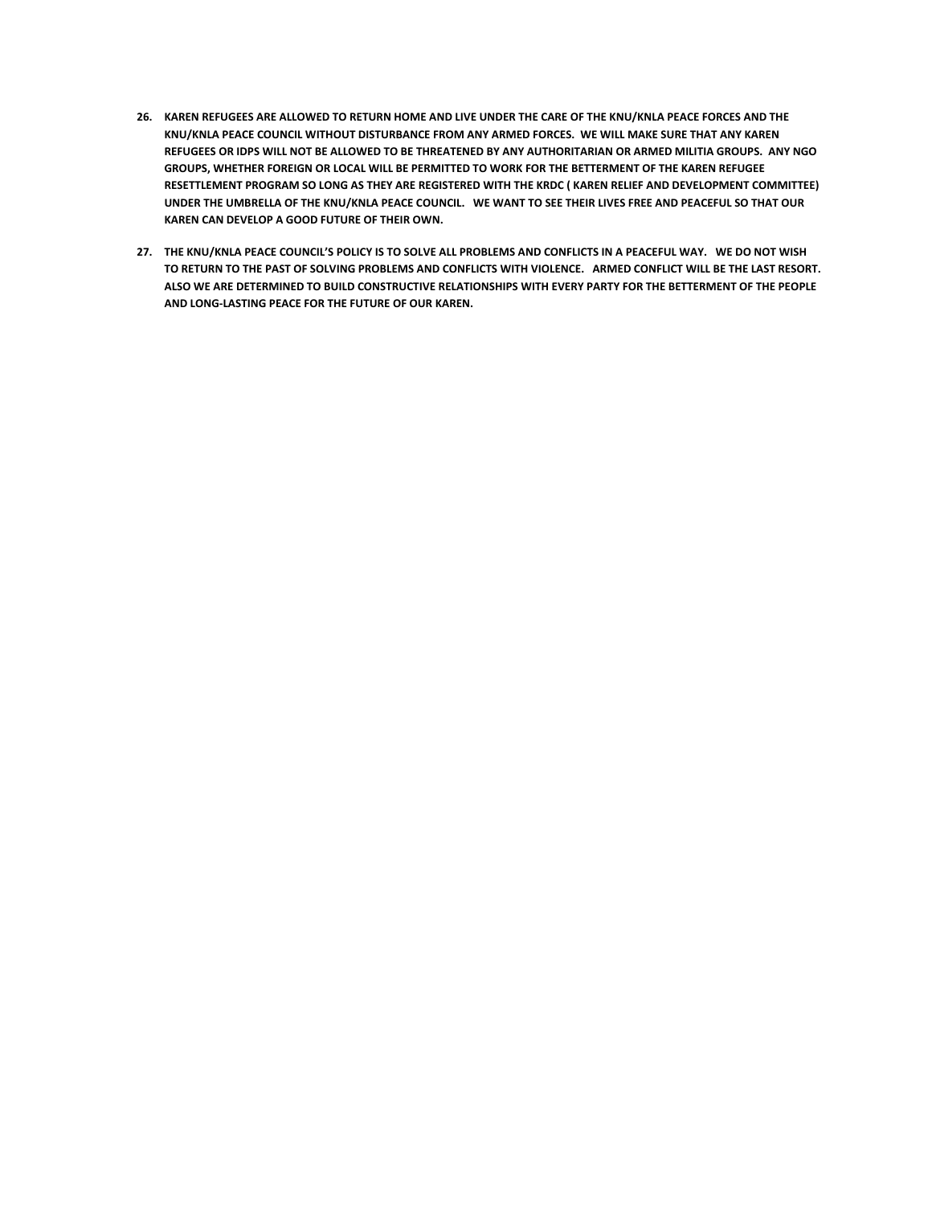26. **KAREN REFUGEES ARE ALLOWED TO RETURN HOME AND LIVE UNDER THE CARE OF THE KNU/KNLA PEACE FORCES AND THE KNU/KNLA PEACE COUNCIL WITHOUT DISTURBANCE FROM ANY ARMED FORCES. WE WILL MAKE SURE THAT ANY KAREN REFUGEES OR IDPS WILL NOT BE ALLOWED TO BE THREATENED BY ANY AUTHORITARIAN OR ARMED MILITIA GROUPS. ANY NGO GROUPS, WHETHER FOREIGN OR LOCAL WILL BE PERMITTED TO WORK FOR THE BETTERMENT OF THE KAREN REFUGEE RESETTLEMENT PROGRAM SO LONG AS THEY ARE REGISTERED WITH THE KRDC ( KAREN RELIEF AND DEVELOPMENT COMMITTEE) UNDER THE UMBRELLA OF THE KNU/KNLA PEACE COUNCIL. WE WANT TO SEE THEIR LIVES FREE AND PEACEFUL SO THAT OUR KAREN CAN DEVELOP A GOOD FUTURE OF THEIR OWN.**

27. **THE KNU/KNLA PEACE COUNCIL'S POLICY IS TO SOLVE ALL PROBLEMS AND CONFLICTS IN A PEACEFUL WAY. WE DO NOT WISH TO RETURN TO THE PAST OF SOLVING PROBLEMS AND CONFLICTS WITH VIOLENCE. ARMED CONFLICT WILL BE THE LAST RESORT. ALSO WE ARE DETERMINED TO BUILD CONSTRUCTIVE RELATIONSHIPS WITH EVERY PARTY FOR THE BETTERMENT OF THE PEOPLE AND LONG-LASTING PEACE FOR THE FUTURE OF OUR KAREN.**